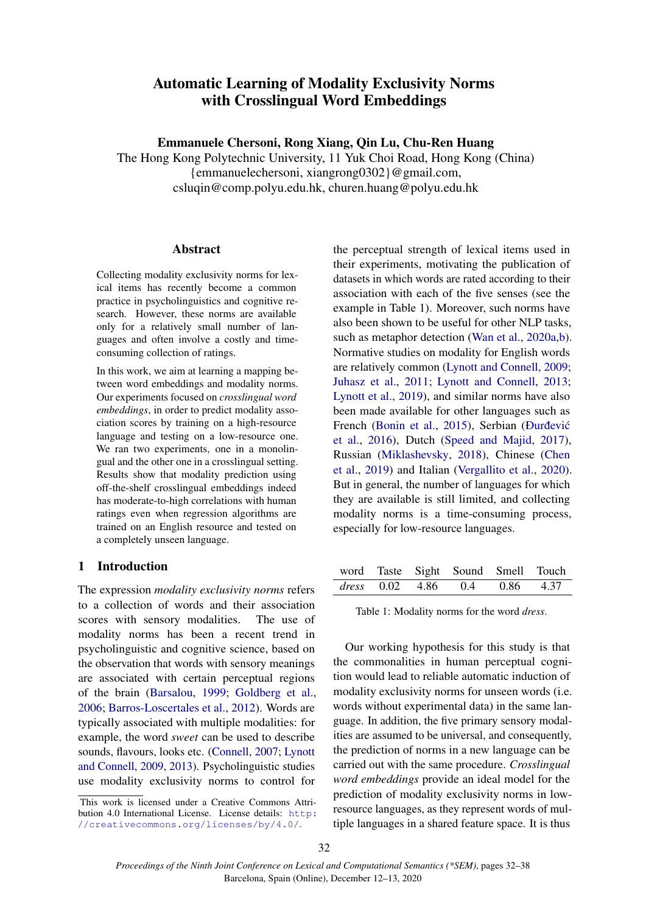# Automatic Learning of Modality Exclusivity Norms with Crosslingual Word Embeddings

**Emmanuele Chersoni, Rong Xiang, Qin Lu, Chu-Ren Huang**

The Hong Kong Polytechnic University, 11 Yuk Choi Road, Hong Kong (China)
{emmanuelechersoni, xiangrong0302}@gmail.com,
csluqin@comp.polyu.edu.hk, churen.huang@polyu.edu.hk

## Abstract

Collecting modality exclusivity norms for lexical items has recently become a common practice in psycholinguistics and cognitive research. However, these norms are available only for a relatively small number of languages and often involve a costly and time-consuming collection of ratings.

In this work, we aim at learning a mapping between word embeddings and modality norms. Our experiments focused on *crosslingual word embeddings*, in order to predict modality association scores by training on a high-resource language and testing on a low-resource one. We ran two experiments, one in a monolingual and the other one in a crosslingual setting. Results show that modality prediction using off-the-shelf crosslingual embeddings indeed has moderate-to-high correlations with human ratings even when regression algorithms are trained on an English resource and tested on a completely unseen language.

## 1 Introduction

The expression *modality exclusivity norms* refers to a collection of words and their association scores with sensory modalities. The use of modality norms has been a recent trend in psycholinguistic and cognitive science, based on the observation that words with sensory meanings are associated with certain perceptual regions of the brain (Barsalou, 1999; Goldberg et al., 2006; Barros-Loscertales et al., 2012). Words are typically associated with multiple modalities: for example, the word *sweet* can be used to describe sounds, flavours, looks etc. (Connell, 2007; Lynott and Connell, 2009, 2013). Psycholinguistic studies use modality exclusivity norms to control for the perceptual strength of lexical items used in their experiments, motivating the publication of datasets in which words are rated according to their association with each of the five senses (see the example in Table 1). Moreover, such norms have also been shown to be useful for other NLP tasks, such as metaphor detection (Wan et al., 2020a,b). Normative studies on modality for English words are relatively common (Lynott and Connell, 2009; Juhasz et al., 2011; Lynott and Connell, 2013; Lynott et al., 2019), and similar norms have also been made available for other languages such as French (Bonin et al., 2015), Serbian (Đurđević et al., 2016), Dutch (Speed and Majid, 2017), Russian (Miklashevsky, 2018), Chinese (Chen et al., 2019) and Italian (Vergallito et al., 2020). But in general, the number of languages for which they are available is still limited, and collecting modality norms is a time-consuming process, especially for low-resource languages.

| word | Taste | Sight | Sound | Smell | Touch |
|---|---|---|---|---|---|
| *dress* | 0.02 | 4.86 | 0.4 | 0.86 | 4.37 |

Table 1: Modality norms for the word *dress*.

Our working hypothesis for this study is that the commonalities in human perceptual cognition would lead to reliable automatic induction of modality exclusivity norms for unseen words (i.e. words without experimental data) in the same language. In addition, the five primary sensory modalities are assumed to be universal, and consequently, the prediction of norms in a new language can be carried out with the same procedure. *Crosslingual word embeddings* provide an ideal model for the prediction of modality exclusivity norms in low-resource languages, as they represent words of multiple languages in a shared feature space. It is thus

This work is licensed under a Creative Commons Attribution 4.0 International License. License details: http://creativecommons.org/licenses/by/4.0/.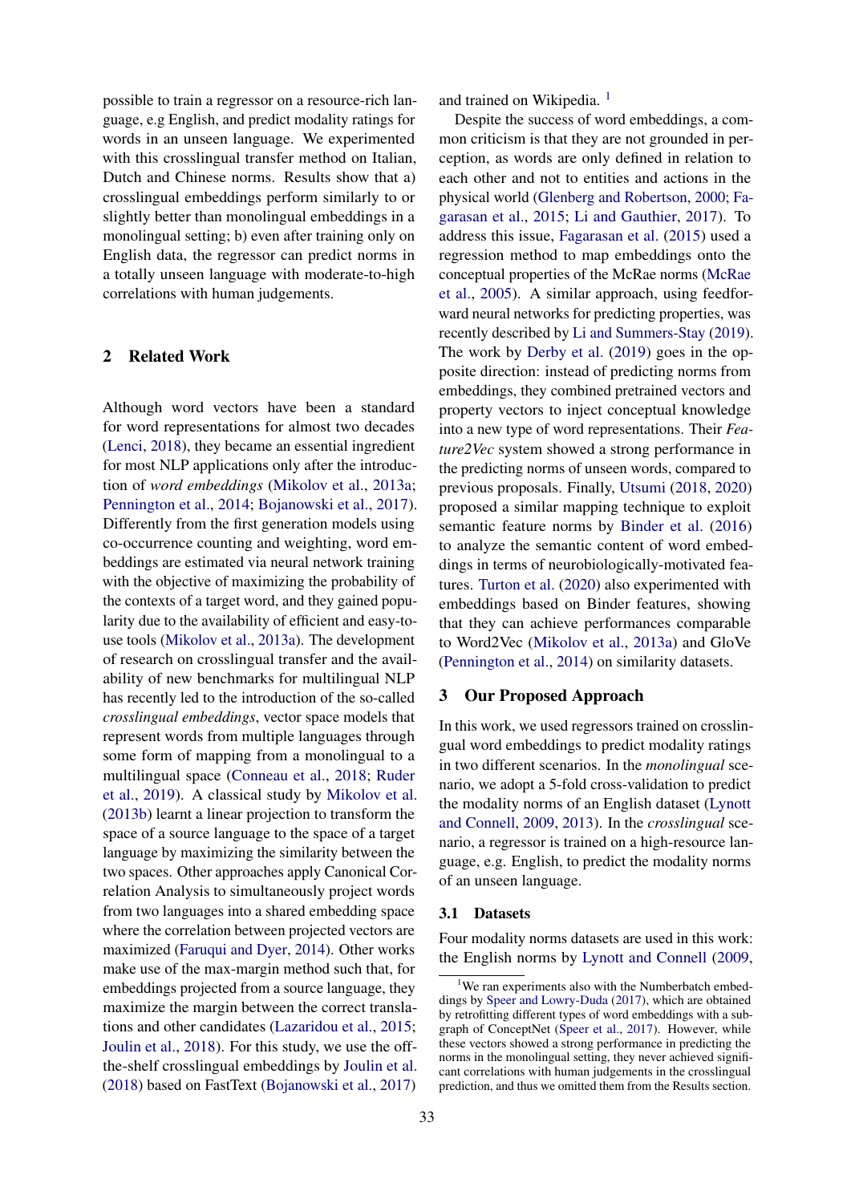possible to train a regressor on a resource-rich language, e.g English, and predict modality ratings for words in an unseen language. We experimented with this crosslingual transfer method on Italian, Dutch and Chinese norms. Results show that a) crosslingual embeddings perform similarly to or slightly better than monolingual embeddings in a monolingual setting; b) even after training only on English data, the regressor can predict norms in a totally unseen language with moderate-to-high correlations with human judgements.

## 2 Related Work

Although word vectors have been a standard for word representations for almost two decades (Lenci, 2018), they became an essential ingredient for most NLP applications only after the introduction of *word embeddings* (Mikolov et al., 2013a; Pennington et al., 2014; Bojanowski et al., 2017). Differently from the first generation models using co-occurrence counting and weighting, word embeddings are estimated via neural network training with the objective of maximizing the probability of the contexts of a target word, and they gained popularity due to the availability of efficient and easy-to-use tools (Mikolov et al., 2013a). The development of research on crosslingual transfer and the availability of new benchmarks for multilingual NLP has recently led to the introduction of the so-called *crosslingual embeddings*, vector space models that represent words from multiple languages through some form of mapping from a monolingual to a multilingual space (Conneau et al., 2018; Ruder et al., 2019). A classical study by Mikolov et al. (2013b) learnt a linear projection to transform the space of a source language to the space of a target language by maximizing the similarity between the two spaces. Other approaches apply Canonical Correlation Analysis to simultaneously project words from two languages into a shared embedding space where the correlation between projected vectors are maximized (Faruqui and Dyer, 2014). Other works make use of the max-margin method such that, for embeddings projected from a source language, they maximize the margin between the correct translations and other candidates (Lazaridou et al., 2015; Joulin et al., 2018). For this study, we use the off-the-shelf crosslingual embeddings by Joulin et al. (2018) based on FastText (Bojanowski et al., 2017) and trained on Wikipedia. [1]

Despite the success of word embeddings, a common criticism is that they are not grounded in perception, as words are only defined in relation to each other and not to entities and actions in the physical world (Glenberg and Robertson, 2000; Fagarasan et al., 2015; Li and Gauthier, 2017). To address this issue, Fagarasan et al. (2015) used a regression method to map embeddings onto the conceptual properties of the McRae norms (McRae et al., 2005). A similar approach, using feedforward neural networks for predicting properties, was recently described by Li and Summers-Stay (2019). The work by Derby et al. (2019) goes in the opposite direction: instead of predicting norms from embeddings, they combined pretrained vectors and property vectors to inject conceptual knowledge into a new type of word representations. Their *Feature2Vec* system showed a strong performance in the predicting norms of unseen words, compared to previous proposals. Finally, Utsumi (2018, 2020) proposed a similar mapping technique to exploit semantic feature norms by Binder et al. (2016) to analyze the semantic content of word embeddings in terms of neurobiologically-motivated features. Turton et al. (2020) also experimented with embeddings based on Binder features, showing that they can achieve performances comparable to Word2Vec (Mikolov et al., 2013a) and GloVe (Pennington et al., 2014) on similarity datasets.

## 3 Our Proposed Approach

In this work, we used regressors trained on crosslingual word embeddings to predict modality ratings in two different scenarios. In the *monolingual* scenario, we adopt a 5-fold cross-validation to predict the modality norms of an English dataset (Lynott and Connell, 2009, 2013). In the *crosslingual* scenario, a regressor is trained on a high-resource language, e.g. English, to predict the modality norms of an unseen language.

### 3.1 Datasets

Four modality norms datasets are used in this work: the English norms by Lynott and Connell (2009,

[1] We ran experiments also with the Numberbatch embeddings by Speer and Lowry-Duda (2017), which are obtained by retrofitting different types of word embeddings with a subgraph of ConceptNet (Speer et al., 2017). However, while these vectors showed a strong performance in predicting the norms in the monolingual setting, they never achieved significant correlations with human judgements in the crosslingual prediction, and thus we omitted them from the Results section.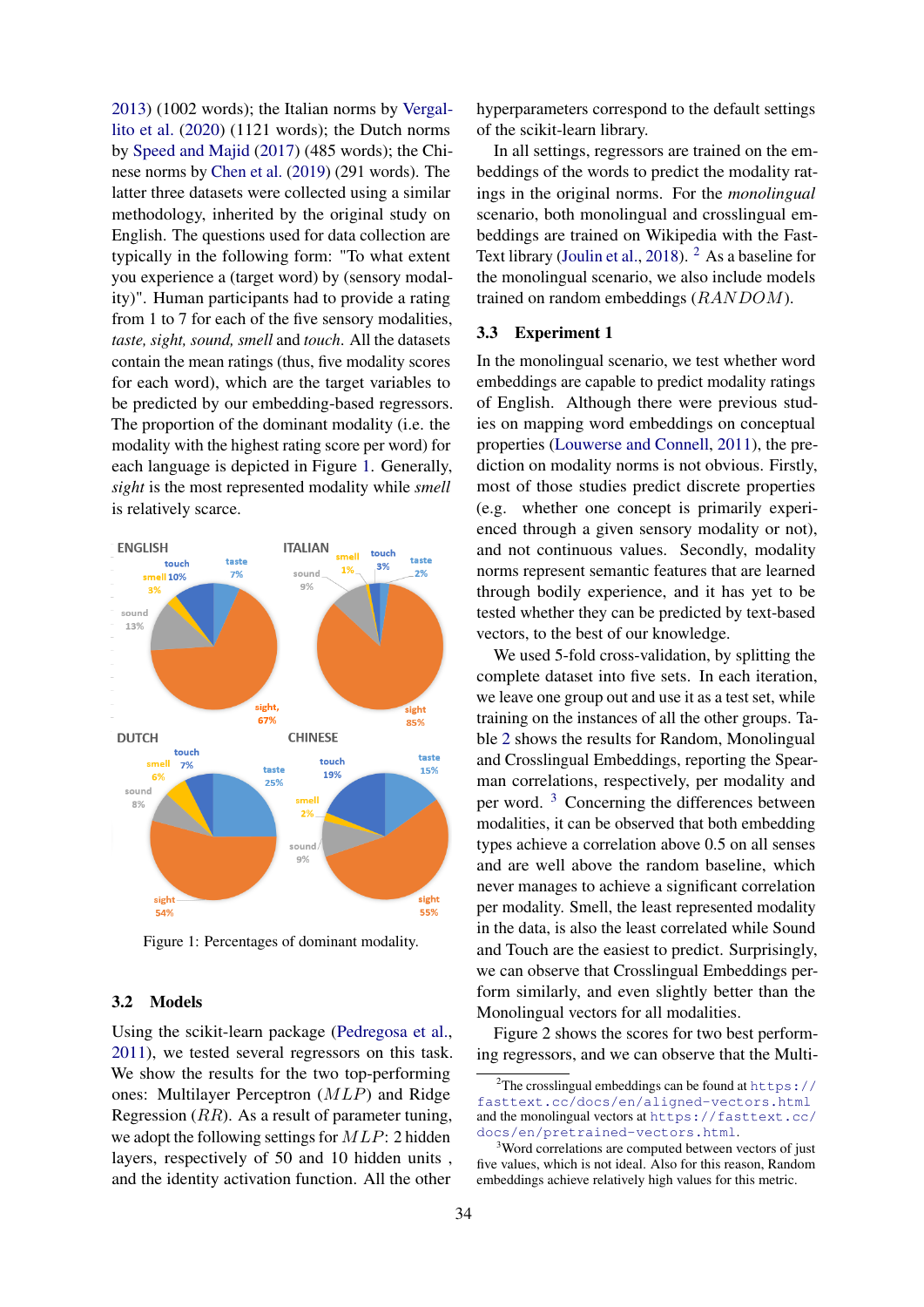2013) (1002 words); the Italian norms by Vergallito et al. (2020) (1121 words); the Dutch norms by Speed and Majid (2017) (485 words); the Chinese norms by Chen et al. (2019) (291 words). The latter three datasets were collected using a similar methodology, inherited by the original study on English. The questions used for data collection are typically in the following form: "To what extent you experience a (target word) by (sensory modality)". Human participants had to provide a rating from 1 to 7 for each of the five sensory modalities, *taste, sight, sound, smell* and *touch*. All the datasets contain the mean ratings (thus, five modality scores for each word), which are the target variables to be predicted by our embedding-based regressors. The proportion of the dominant modality (i.e. the modality with the highest rating score per word) for each language is depicted in Figure 1. Generally, *sight* is the most represented modality while *smell* is relatively scarce.

Figure 1: Percentages of dominant modality.

### 3.2 Models

Using the scikit-learn package (Pedregosa et al., 2011), we tested several regressors on this task. We show the results for the two top-performing ones: Multilayer Perceptron ($MLP$) and Ridge Regression ($RR$). As a result of parameter tuning, we adopt the following settings for $MLP$: 2 hidden layers, respectively of 50 and 10 hidden units , and the identity activation function. All the other hyperparameters correspond to the default settings of the scikit-learn library.

In all settings, regressors are trained on the embeddings of the words to predict the modality ratings in the original norms. For the *monolingual* scenario, both monolingual and crosslingual embeddings are trained on Wikipedia with the FastText library (Joulin et al., 2018). [2] As a baseline for the monolingual scenario, we also include models trained on random embeddings ($RANDOM$).

### 3.3 Experiment 1

In the monolingual scenario, we test whether word embeddings are capable to predict modality ratings of English. Although there were previous studies on mapping word embeddings on conceptual properties (Louwerse and Connell, 2011), the prediction on modality norms is not obvious. Firstly, most of those studies predict discrete properties (e.g. whether one concept is primarily experienced through a given sensory modality or not), and not continuous values. Secondly, modality norms represent semantic features that are learned through bodily experience, and it has yet to be tested whether they can be predicted by text-based vectors, to the best of our knowledge.

We used 5-fold cross-validation, by splitting the complete dataset into five sets. In each iteration, we leave one group out and use it as a test set, while training on the instances of all the other groups. Table 2 shows the results for Random, Monolingual and Crosslingual Embeddings, reporting the Spearman correlations, respectively, per modality and per word. [3] Concerning the differences between modalities, it can be observed that both embedding types achieve a correlation above 0.5 on all senses and are well above the random baseline, which never manages to achieve a significant correlation per modality. Smell, the least represented modality in the data, is also the least correlated while Sound and Touch are the easiest to predict. Surprisingly, we can observe that Crosslingual Embeddings perform similarly, and even slightly better than the Monolingual vectors for all modalities.

Figure 2 shows the scores for two best performing regressors, and we can observe that the Multi-

[2] The crosslingual embeddings can be found at https://fasttext.cc/docs/en/aligned-vectors.html and the monolingual vectors at https://fasttext.cc/docs/en/pretrained-vectors.html.

[3] Word correlations are computed between vectors of just five values, which is not ideal. Also for this reason, Random embeddings achieve relatively high values for this metric.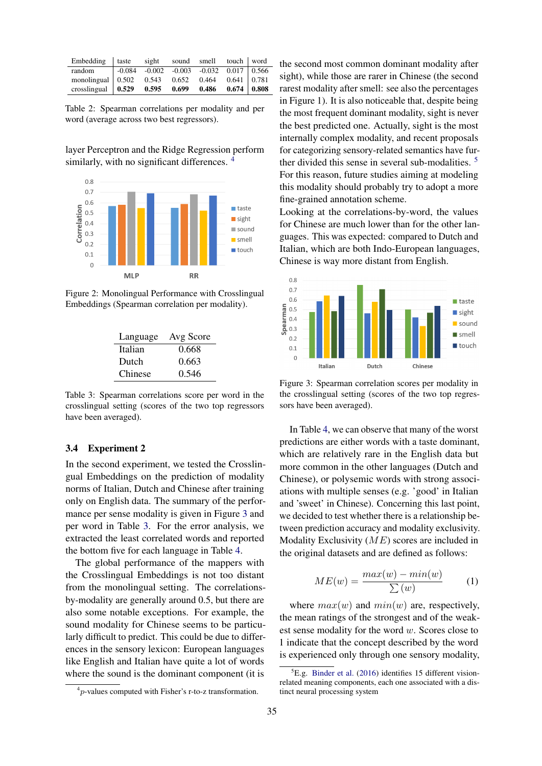| Embedding | taste | sight | sound | smell | touch | word |
|---|---|---|---|---|---|---|
| random | -0.084 | -0.002 | -0.003 | -0.032 | 0.017 | 0.566 |
| monolingual | 0.502 | 0.543 | 0.652 | 0.464 | 0.641 | 0.781 |
| crosslingual | **0.529** | **0.595** | **0.699** | **0.486** | **0.674** | **0.808** |

Table 2: Spearman correlations per modality and per word (average across two best regressors).

layer Perceptron and the Ridge Regression perform similarly, with no significant differences. [4]

Figure 2: Monolingual Performance with Crosslingual Embeddings (Spearman correlation per modality).

| Language | Avg Score |
|---|---|
| Italian | 0.668 |
| Dutch | 0.663 |
| Chinese | 0.546 |

Table 3: Spearman correlations score per word in the crosslingual setting (scores of the two top regressors have been averaged).

### 3.4 Experiment 2

In the second experiment, we tested the Crosslingual Embeddings on the prediction of modality norms of Italian, Dutch and Chinese after training only on English data. The summary of the performance per sense modality is given in Figure 3 and per word in Table 3. For the error analysis, we extracted the least correlated words and reported the bottom five for each language in Table 4.

The global performance of the mappers with the Crosslingual Embeddings is not too distant from the monolingual setting. The correlations-by-modality are generally around 0.5, but there are also some notable exceptions. For example, the sound modality for Chinese seems to be particularly difficult to predict. This could be due to differences in the sensory lexicon: European languages like English and Italian have quite a lot of words where the sound is the dominant component (it is the second most common dominant modality after sight), while those are rarer in Chinese (the second rarest modality after smell: see also the percentages in Figure 1). It is also noticeable that, despite being the most frequent dominant modality, sight is never the best predicted one. Actually, sight is the most internally complex modality, and recent proposals for categorizing sensory-related semantics have further divided this sense in several sub-modalities. [5] For this reason, future studies aiming at modeling this modality should probably try to adopt a more fine-grained annotation scheme.

Looking at the correlations-by-word, the values for Chinese are much lower than for the other languages. This was expected: compared to Dutch and Italian, which are both Indo-European languages, Chinese is way more distant from English.

Figure 3: Spearman correlation scores per modality in the crosslingual setting (scores of the two top regressors have been averaged).

In Table 4, we can observe that many of the worst predictions are either words with a taste dominant, which are relatively rare in the English data but more common in the other languages (Dutch and Chinese), or polysemic words with strong associations with multiple senses (e.g. 'good' in Italian and 'sweet' in Chinese). Concerning this last point, we decided to test whether there is a relationship between prediction accuracy and modality exclusivity. Modality Exclusivity ($ME$) scores are included in the original datasets and are defined as follows:

$$ME(w) = \frac{max(w) - min(w)}{\sum(w)} \quad (1)$$

where $max(w)$ and $min(w)$ are, respectively, the mean ratings of the strongest and of the weakest sense modality for the word $w$. Scores close to 1 indicate that the concept described by the word is experienced only through one sensory modality,

[4] $p$-values computed with Fisher's r-to-z transformation.

[5] E.g. Binder et al. (2016) identifies 15 different vision-related meaning components, each one associated with a distinct neural processing system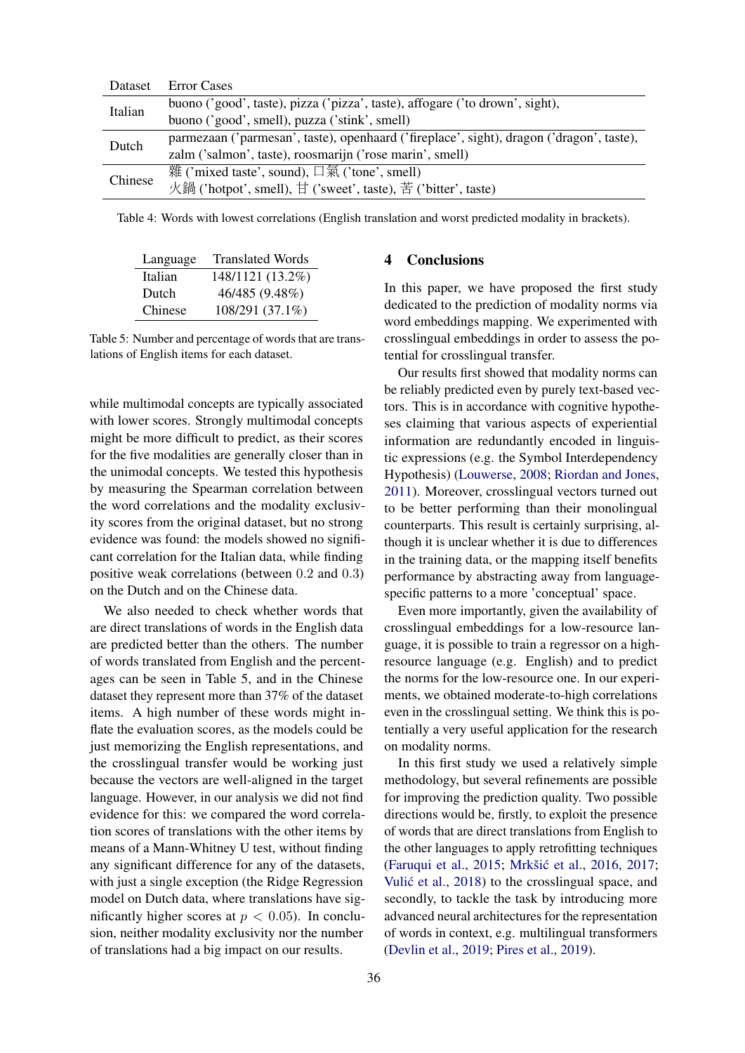| Dataset | Error Cases |
| --- | --- |
| Italian | buono ('good', taste), pizza ('pizza', taste), affogare ('to drown', sight), buono ('good', smell), puzza ('stink', smell) |
| Dutch | parmezaan ('parmesan', taste), openhaard ('fireplace', sight), dragon ('dragon', taste), zalm ('salmon', taste), roosmarijn ('rose marin', smell) |
| Chinese | 雜 ('mixed taste', sound), 口氣 ('tone', smell) 火鍋 ('hotpot', smell), 甘 ('sweet', taste), 苦 ('bitter', taste) |

Table 4: Words with lowest correlations (English translation and worst predicted modality in brackets).

| Language | Translated Words |
| --- | --- |
| Italian | 148/1121 (13.2%) |
| Dutch | 46/485 (9.48%) |
| Chinese | 108/291 (37.1%) |

Table 5: Number and percentage of words that are translations of English items for each dataset.

while multimodal concepts are typically associated with lower scores. Strongly multimodal concepts might be more difficult to predict, as their scores for the five modalities are generally closer than in the unimodal concepts. We tested this hypothesis by measuring the Spearman correlation between the word correlations and the modality exclusivity scores from the original dataset, but no strong evidence was found: the models showed no significant correlation for the Italian data, while finding positive weak correlations (between 0.2 and 0.3) on the Dutch and on the Chinese data.

We also needed to check whether words that are direct translations of words in the English data are predicted better than the others. The number of words translated from English and the percentages can be seen in Table 5, and in the Chinese dataset they represent more than 37% of the dataset items. A high number of these words might inflate the evaluation scores, as the models could be just memorizing the English representations, and the crosslingual transfer would be working just because the vectors are well-aligned in the target language. However, in our analysis we did not find evidence for this: we compared the word correlation scores of translations with the other items by means of a Mann-Whitney U test, without finding any significant difference for any of the datasets, with just a single exception (the Ridge Regression model on Dutch data, where translations have significantly higher scores at $p < 0.05$). In conclusion, neither modality exclusivity nor the number of translations had a big impact on our results.

## 4 Conclusions

In this paper, we have proposed the first study dedicated to the prediction of modality norms via word embeddings mapping. We experimented with crosslingual embeddings in order to assess the potential for crosslingual transfer.

Our results first showed that modality norms can be reliably predicted even by purely text-based vectors. This is in accordance with cognitive hypotheses claiming that various aspects of experiential information are redundantly encoded in linguistic expressions (e.g. the Symbol Interdependency Hypothesis) (Louwerse, 2008; Riordan and Jones, 2011). Moreover, crosslingual vectors turned out to be better performing than their monolingual counterparts. This result is certainly surprising, although it is unclear whether it is due to differences in the training data, or the mapping itself benefits performance by abstracting away from language-specific patterns to a more 'conceptual' space.

Even more importantly, given the availability of crosslingual embeddings for a low-resource language, it is possible to train a regressor on a high-resource language (e.g. English) and to predict the norms for the low-resource one. In our experiments, we obtained moderate-to-high correlations even in the crosslingual setting. We think this is potentially a very useful application for the research on modality norms.

In this first study we used a relatively simple methodology, but several refinements are possible for improving the prediction quality. Two possible directions would be, firstly, to exploit the presence of words that are direct translations from English to the other languages to apply retrofitting techniques (Faruqui et al., 2015; Mrkšić et al., 2016, 2017; Vulić et al., 2018) to the crosslingual space, and secondly, to tackle the task by introducing more advanced neural architectures for the representation of words in context, e.g. multilingual transformers (Devlin et al., 2019; Pires et al., 2019).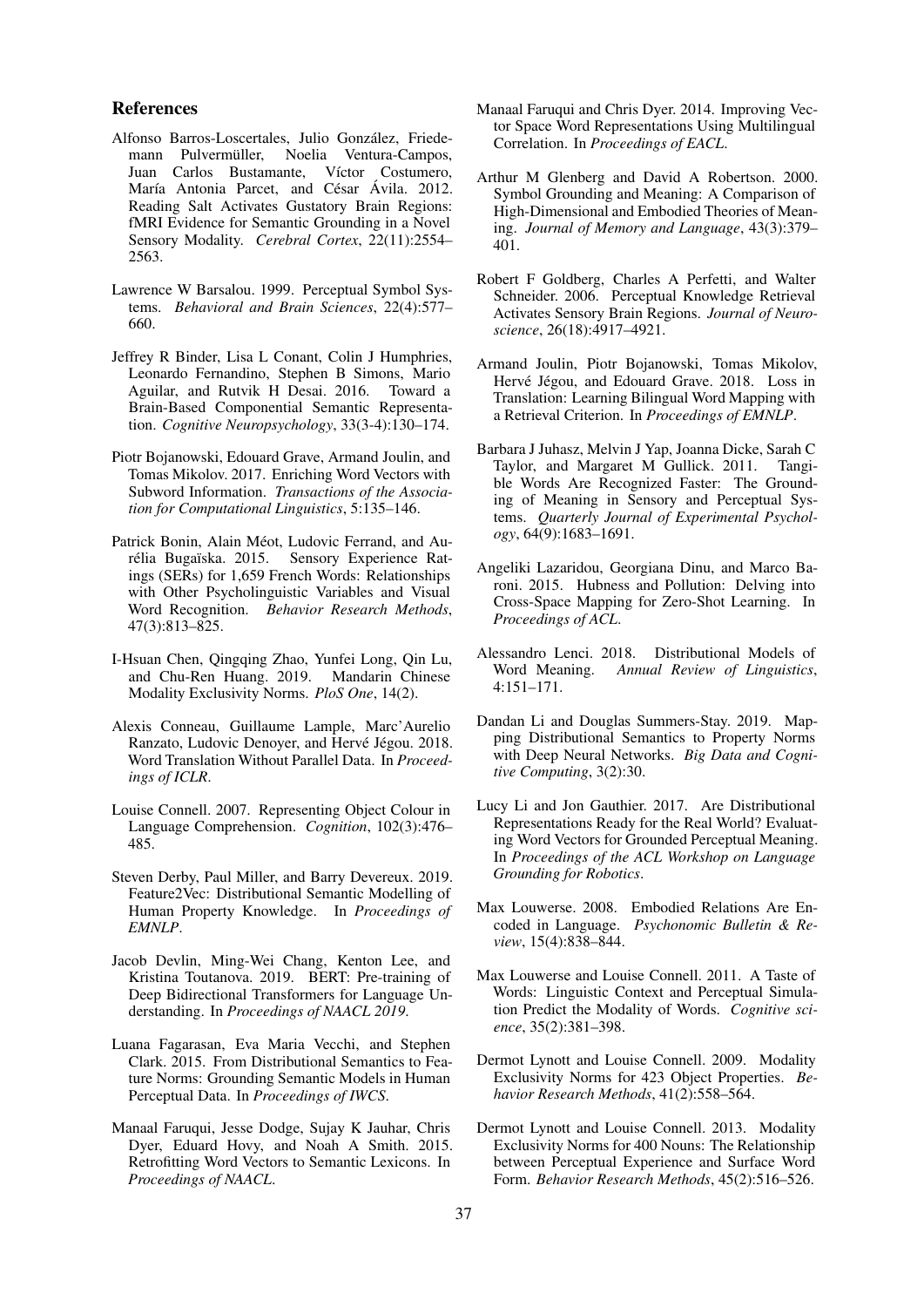## References

Alfonso Barros-Loscertales, Julio González, Friedemann Pulvermüller, Noelia Ventura-Campos, Juan Carlos Bustamante, Víctor Costumero, María Antonia Parcet, and César Ávila. 2012. Reading Salt Activates Gustatory Brain Regions: fMRI Evidence for Semantic Grounding in a Novel Sensory Modality. *Cerebral Cortex*, 22(11):2554–2563.

Lawrence W Barsalou. 1999. Perceptual Symbol Systems. *Behavioral and Brain Sciences*, 22(4):577–660.

Jeffrey R Binder, Lisa L Conant, Colin J Humphries, Leonardo Fernandino, Stephen B Simons, Mario Aguilar, and Rutvik H Desai. 2016. Toward a Brain-Based Componential Semantic Representation. *Cognitive Neuropsychology*, 33(3-4):130–174.

Piotr Bojanowski, Edouard Grave, Armand Joulin, and Tomas Mikolov. 2017. Enriching Word Vectors with Subword Information. *Transactions of the Association for Computational Linguistics*, 5:135–146.

Patrick Bonin, Alain Méot, Ludovic Ferrand, and Aurélia Bugaïska. 2015. Sensory Experience Ratings (SERs) for 1,659 French Words: Relationships with Other Psycholinguistic Variables and Visual Word Recognition. *Behavior Research Methods*, 47(3):813–825.

I-Hsuan Chen, Qingqing Zhao, Yunfei Long, Qin Lu, and Chu-Ren Huang. 2019. Mandarin Chinese Modality Exclusivity Norms. *PloS One*, 14(2).

Alexis Conneau, Guillaume Lample, Marc'Aurelio Ranzato, Ludovic Denoyer, and Hervé Jégou. 2018. Word Translation Without Parallel Data. In *Proceedings of ICLR*.

Louise Connell. 2007. Representing Object Colour in Language Comprehension. *Cognition*, 102(3):476–485.

Steven Derby, Paul Miller, and Barry Devereux. 2019. Feature2Vec: Distributional Semantic Modelling of Human Property Knowledge. In *Proceedings of EMNLP*.

Jacob Devlin, Ming-Wei Chang, Kenton Lee, and Kristina Toutanova. 2019. BERT: Pre-training of Deep Bidirectional Transformers for Language Understanding. In *Proceedings of NAACL 2019*.

Luana Fagarasan, Eva Maria Vecchi, and Stephen Clark. 2015. From Distributional Semantics to Feature Norms: Grounding Semantic Models in Human Perceptual Data. In *Proceedings of IWCS*.

Manaal Faruqui, Jesse Dodge, Sujay K Jauhar, Chris Dyer, Eduard Hovy, and Noah A Smith. 2015. Retrofitting Word Vectors to Semantic Lexicons. In *Proceedings of NAACL*.

Manaal Faruqui and Chris Dyer. 2014. Improving Vector Space Word Representations Using Multilingual Correlation. In *Proceedings of EACL*.

Arthur M Glenberg and David A Robertson. 2000. Symbol Grounding and Meaning: A Comparison of High-Dimensional and Embodied Theories of Meaning. *Journal of Memory and Language*, 43(3):379–401.

Robert F Goldberg, Charles A Perfetti, and Walter Schneider. 2006. Perceptual Knowledge Retrieval Activates Sensory Brain Regions. *Journal of Neuroscience*, 26(18):4917–4921.

Armand Joulin, Piotr Bojanowski, Tomas Mikolov, Hervé Jégou, and Edouard Grave. 2018. Loss in Translation: Learning Bilingual Word Mapping with a Retrieval Criterion. In *Proceedings of EMNLP*.

Barbara J Juhasz, Melvin J Yap, Joanna Dicke, Sarah C Taylor, and Margaret M Gullick. 2011. Tangible Words Are Recognized Faster: The Grounding of Meaning in Sensory and Perceptual Systems. *Quarterly Journal of Experimental Psychology*, 64(9):1683–1691.

Angeliki Lazaridou, Georgiana Dinu, and Marco Baroni. 2015. Hubness and Pollution: Delving into Cross-Space Mapping for Zero-Shot Learning. In *Proceedings of ACL*.

Alessandro Lenci. 2018. Distributional Models of Word Meaning. *Annual Review of Linguistics*, 4:151–171.

Dandan Li and Douglas Summers-Stay. 2019. Mapping Distributional Semantics to Property Norms with Deep Neural Networks. *Big Data and Cognitive Computing*, 3(2):30.

Lucy Li and Jon Gauthier. 2017. Are Distributional Representations Ready for the Real World? Evaluating Word Vectors for Grounded Perceptual Meaning. In *Proceedings of the ACL Workshop on Language Grounding for Robotics*.

Max Louwerse. 2008. Embodied Relations Are Encoded in Language. *Psychonomic Bulletin & Review*, 15(4):838–844.

Max Louwerse and Louise Connell. 2011. A Taste of Words: Linguistic Context and Perceptual Simulation Predict the Modality of Words. *Cognitive science*, 35(2):381–398.

Dermot Lynott and Louise Connell. 2009. Modality Exclusivity Norms for 423 Object Properties. *Behavior Research Methods*, 41(2):558–564.

Dermot Lynott and Louise Connell. 2013. Modality Exclusivity Norms for 400 Nouns: The Relationship between Perceptual Experience and Surface Word Form. *Behavior Research Methods*, 45(2):516–526.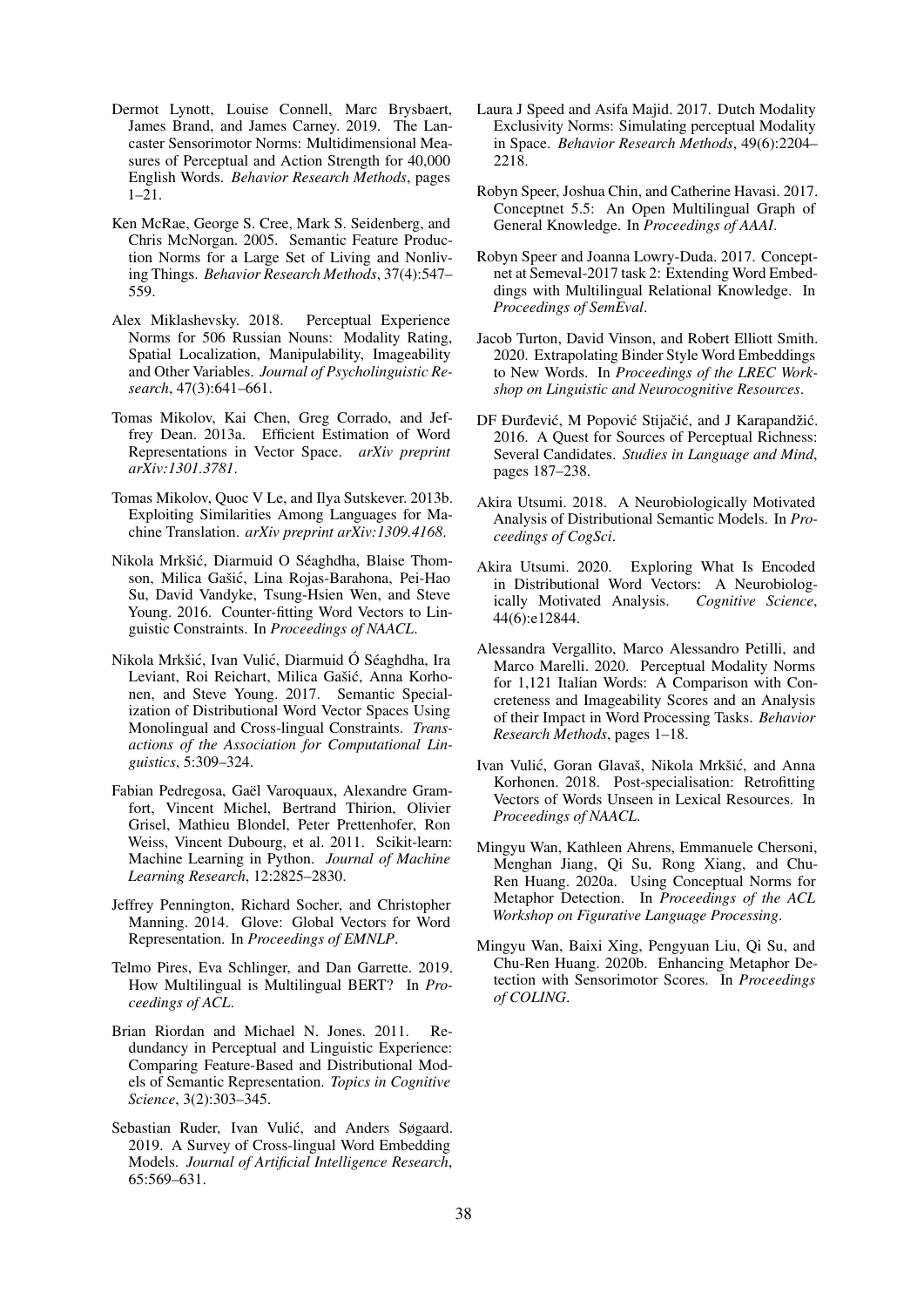Dermot Lynott, Louise Connell, Marc Brysbaert, James Brand, and James Carney. 2019. The Lancaster Sensorimotor Norms: Multidimensional Measures of Perceptual and Action Strength for 40,000 English Words. *Behavior Research Methods*, pages 1–21.

Ken McRae, George S. Cree, Mark S. Seidenberg, and Chris McNorgan. 2005. Semantic Feature Production Norms for a Large Set of Living and Nonliving Things. *Behavior Research Methods*, 37(4):547–559.

Alex Miklashevsky. 2018. Perceptual Experience Norms for 506 Russian Nouns: Modality Rating, Spatial Localization, Manipulability, Imageability and Other Variables. *Journal of Psycholinguistic Research*, 47(3):641–661.

Tomas Mikolov, Kai Chen, Greg Corrado, and Jeffrey Dean. 2013a. Efficient Estimation of Word Representations in Vector Space. *arXiv preprint arXiv:1301.3781*.

Tomas Mikolov, Quoc V Le, and Ilya Sutskever. 2013b. Exploiting Similarities Among Languages for Machine Translation. *arXiv preprint arXiv:1309.4168*.

Nikola Mrkšić, Diarmuid O Séaghdha, Blaise Thomson, Milica Gašić, Lina Rojas-Barahona, Pei-Hao Su, David Vandyke, Tsung-Hsien Wen, and Steve Young. 2016. Counter-fitting Word Vectors to Linguistic Constraints. In *Proceedings of NAACL*.

Nikola Mrkšić, Ivan Vulić, Diarmuid Ó Séaghdha, Ira Leviant, Roi Reichart, Milica Gašić, Anna Korhonen, and Steve Young. 2017. Semantic Specialization of Distributional Word Vector Spaces Using Monolingual and Cross-lingual Constraints. *Transactions of the Association for Computational Linguistics*, 5:309–324.

Fabian Pedregosa, Gaël Varoquaux, Alexandre Gramfort, Vincent Michel, Bertrand Thirion, Olivier Grisel, Mathieu Blondel, Peter Prettenhofer, Ron Weiss, Vincent Dubourg, et al. 2011. Scikit-learn: Machine Learning in Python. *Journal of Machine Learning Research*, 12:2825–2830.

Jeffrey Pennington, Richard Socher, and Christopher Manning. 2014. Glove: Global Vectors for Word Representation. In *Proceedings of EMNLP*.

Telmo Pires, Eva Schlinger, and Dan Garrette. 2019. How Multilingual is Multilingual BERT? In *Proceedings of ACL*.

Brian Riordan and Michael N. Jones. 2011. Redundancy in Perceptual and Linguistic Experience: Comparing Feature-Based and Distributional Models of Semantic Representation. *Topics in Cognitive Science*, 3(2):303–345.

Sebastian Ruder, Ivan Vulić, and Anders Søgaard. 2019. A Survey of Cross-lingual Word Embedding Models. *Journal of Artificial Intelligence Research*, 65:569–631.

Laura J Speed and Asifa Majid. 2017. Dutch Modality Exclusivity Norms: Simulating perceptual Modality in Space. *Behavior Research Methods*, 49(6):2204–2218.

Robyn Speer, Joshua Chin, and Catherine Havasi. 2017. Conceptnet 5.5: An Open Multilingual Graph of General Knowledge. In *Proceedings of AAAI*.

Robyn Speer and Joanna Lowry-Duda. 2017. Conceptnet at Semeval-2017 task 2: Extending Word Embeddings with Multilingual Relational Knowledge. In *Proceedings of SemEval*.

Jacob Turton, David Vinson, and Robert Elliott Smith. 2020. Extrapolating Binder Style Word Embeddings to New Words. In *Proceedings of the LREC Workshop on Linguistic and Neurocognitive Resources*.

DF Đurđević, M Popović Stijačić, and J Karapandžić. 2016. A Quest for Sources of Perceptual Richness: Several Candidates. *Studies in Language and Mind*, pages 187–238.

Akira Utsumi. 2018. A Neurobiologically Motivated Analysis of Distributional Semantic Models. In *Proceedings of CogSci*.

Akira Utsumi. 2020. Exploring What Is Encoded in Distributional Word Vectors: A Neurobiologically Motivated Analysis. *Cognitive Science*, 44(6):e12844.

Alessandra Vergallito, Marco Alessandro Petilli, and Marco Marelli. 2020. Perceptual Modality Norms for 1,121 Italian Words: A Comparison with Concreteness and Imageability Scores and an Analysis of their Impact in Word Processing Tasks. *Behavior Research Methods*, pages 1–18.

Ivan Vulić, Goran Glavaš, Nikola Mrkšić, and Anna Korhonen. 2018. Post-specialisation: Retrofitting Vectors of Words Unseen in Lexical Resources. In *Proceedings of NAACL*.

Mingyu Wan, Kathleen Ahrens, Emmanuele Chersoni, Menghan Jiang, Qi Su, Rong Xiang, and Chu-Ren Huang. 2020a. Using Conceptual Norms for Metaphor Detection. In *Proceedings of the ACL Workshop on Figurative Language Processing*.

Mingyu Wan, Baixi Xing, Pengyuan Liu, Qi Su, and Chu-Ren Huang. 2020b. Enhancing Metaphor Detection with Sensorimotor Scores. In *Proceedings of COLING*.